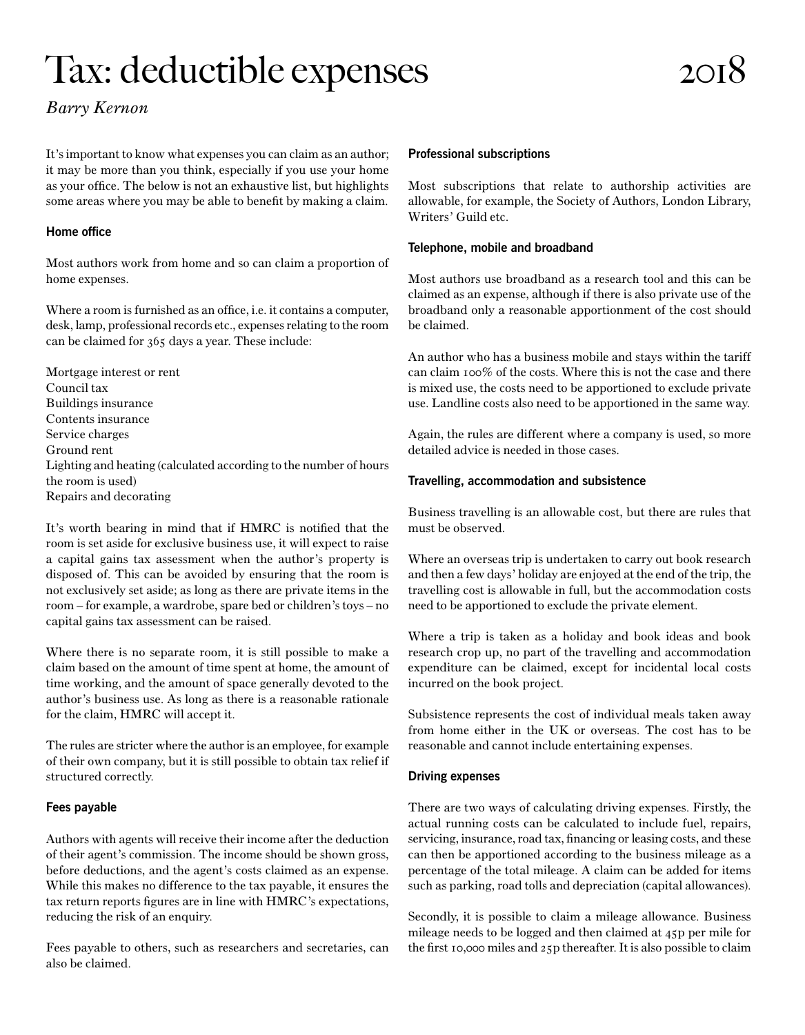# Tax: deductible expenses 2018

*Barry Kernon*

It's important to know what expenses you can claim as an author; it may be more than you think, especially if you use your home as your office. The below is not an exhaustive list, but highlights some areas where you may be able to benefit by making a claim.

### Home office

Most authors work from home and so can claim a proportion of home expenses.

Where a room is furnished as an office, i.e. it contains a computer, desk, lamp, professional records etc., expenses relating to the room can be claimed for 365 days a year. These include:

Mortgage interest or rent
Council tax
Buildings insurance
Contents insurance
Service charges
Ground rent
Lighting and heating (calculated according to the number of hours the room is used)
Repairs and decorating

It's worth bearing in mind that if HMRC is notified that the room is set aside for exclusive business use, it will expect to raise a capital gains tax assessment when the author's property is disposed of. This can be avoided by ensuring that the room is not exclusively set aside; as long as there are private items in the room – for example, a wardrobe, spare bed or children's toys – no capital gains tax assessment can be raised.

Where there is no separate room, it is still possible to make a claim based on the amount of time spent at home, the amount of time working, and the amount of space generally devoted to the author's business use. As long as there is a reasonable rationale for the claim, HMRC will accept it.

The rules are stricter where the author is an employee, for example of their own company, but it is still possible to obtain tax relief if structured correctly.

### Fees payable

Authors with agents will receive their income after the deduction of their agent's commission. The income should be shown gross, before deductions, and the agent's costs claimed as an expense. While this makes no difference to the tax payable, it ensures the tax return reports figures are in line with HMRC's expectations, reducing the risk of an enquiry.

Fees payable to others, such as researchers and secretaries, can also be claimed.

### Professional subscriptions

Most subscriptions that relate to authorship activities are allowable, for example, the Society of Authors, London Library, Writers' Guild etc.

### Telephone, mobile and broadband

Most authors use broadband as a research tool and this can be claimed as an expense, although if there is also private use of the broadband only a reasonable apportionment of the cost should be claimed.

An author who has a business mobile and stays within the tariff can claim 100% of the costs. Where this is not the case and there is mixed use, the costs need to be apportioned to exclude private use. Landline costs also need to be apportioned in the same way.

Again, the rules are different where a company is used, so more detailed advice is needed in those cases.

### Travelling, accommodation and subsistence

Business travelling is an allowable cost, but there are rules that must be observed.

Where an overseas trip is undertaken to carry out book research and then a few days' holiday are enjoyed at the end of the trip, the travelling cost is allowable in full, but the accommodation costs need to be apportioned to exclude the private element.

Where a trip is taken as a holiday and book ideas and book research crop up, no part of the travelling and accommodation expenditure can be claimed, except for incidental local costs incurred on the book project.

Subsistence represents the cost of individual meals taken away from home either in the UK or overseas. The cost has to be reasonable and cannot include entertaining expenses.

### Driving expenses

There are two ways of calculating driving expenses. Firstly, the actual running costs can be calculated to include fuel, repairs, servicing, insurance, road tax, financing or leasing costs, and these can then be apportioned according to the business mileage as a percentage of the total mileage. A claim can be added for items such as parking, road tolls and depreciation (capital allowances).

Secondly, it is possible to claim a mileage allowance. Business mileage needs to be logged and then claimed at 45p per mile for the first 10,000 miles and 25p thereafter. It is also possible to claim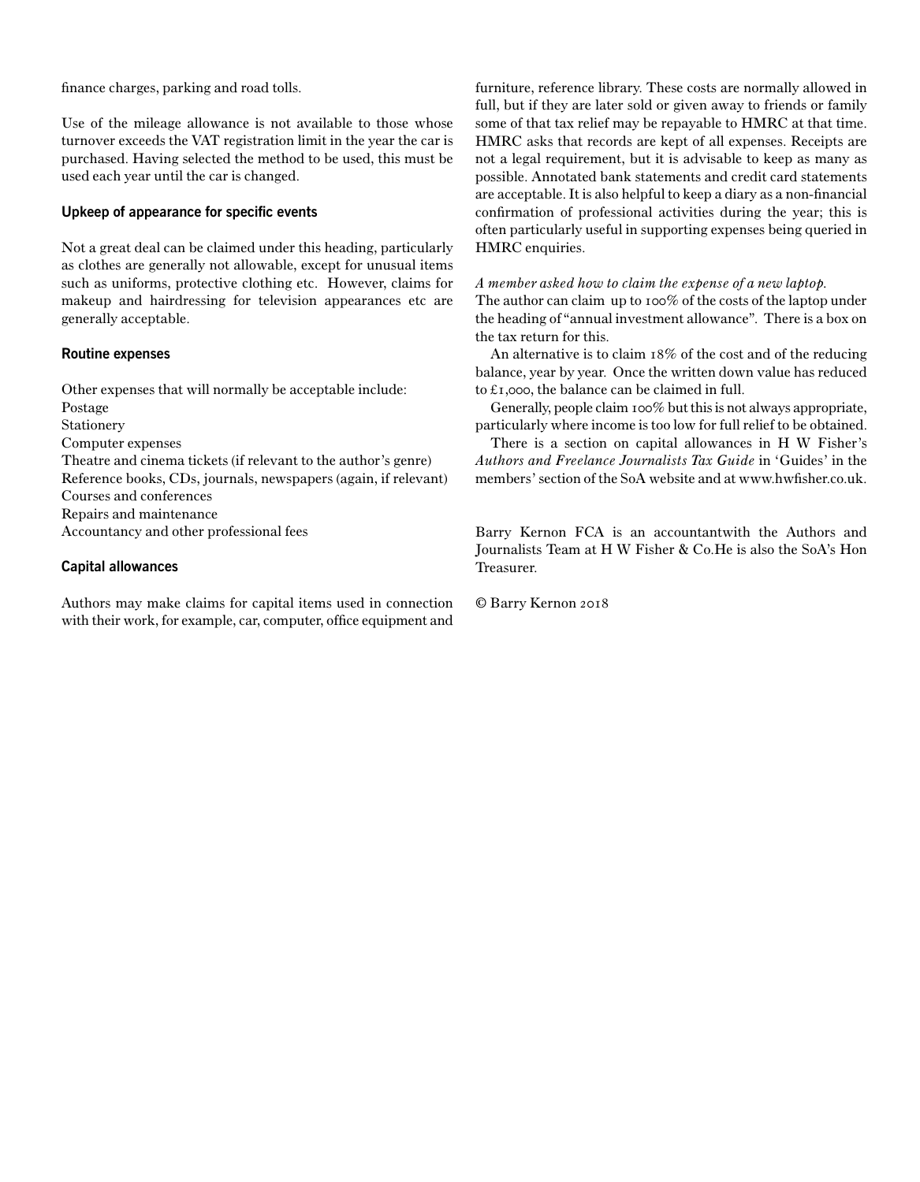finance charges, parking and road tolls.

Use of the mileage allowance is not available to those whose turnover exceeds the VAT registration limit in the year the car is purchased. Having selected the method to be used, this must be used each year until the car is changed.

### Upkeep of appearance for specific events

Not a great deal can be claimed under this heading, particularly as clothes are generally not allowable, except for unusual items such as uniforms, protective clothing etc. However, claims for makeup and hairdressing for television appearances etc are generally acceptable.

### Routine expenses

Other expenses that will normally be acceptable include:
Postage
Stationery
Computer expenses
Theatre and cinema tickets (if relevant to the author's genre)
Reference books, CDs, journals, newspapers (again, if relevant)
Courses and conferences
Repairs and maintenance
Accountancy and other professional fees

### Capital allowances

Authors may make claims for capital items used in connection with their work, for example, car, computer, office equipment and furniture, reference library. These costs are normally allowed in full, but if they are later sold or given away to friends or family some of that tax relief may be repayable to HMRC at that time. HMRC asks that records are kept of all expenses. Receipts are not a legal requirement, but it is advisable to keep as many as possible. Annotated bank statements and credit card statements are acceptable. It is also helpful to keep a diary as a non-financial confirmation of professional activities during the year; this is often particularly useful in supporting expenses being queried in HMRC enquiries.

*A member asked how to claim the expense of a new laptop.*
The author can claim up to 100% of the costs of the laptop under the heading of "annual investment allowance". There is a box on the tax return for this.

An alternative is to claim 18% of the cost and of the reducing balance, year by year. Once the written down value has reduced to £1,000, the balance can be claimed in full.

Generally, people claim 100% but this is not always appropriate, particularly where income is too low for full relief to be obtained.

There is a section on capital allowances in H W Fisher's *Authors and Freelance Journalists Tax Guide* in 'Guides' in the members' section of the SoA website and at www.hwfisher.co.uk.

Barry Kernon FCA is an accountantwith the Authors and Journalists Team at H W Fisher & Co.He is also the SoA's Hon Treasurer.

© Barry Kernon 2018